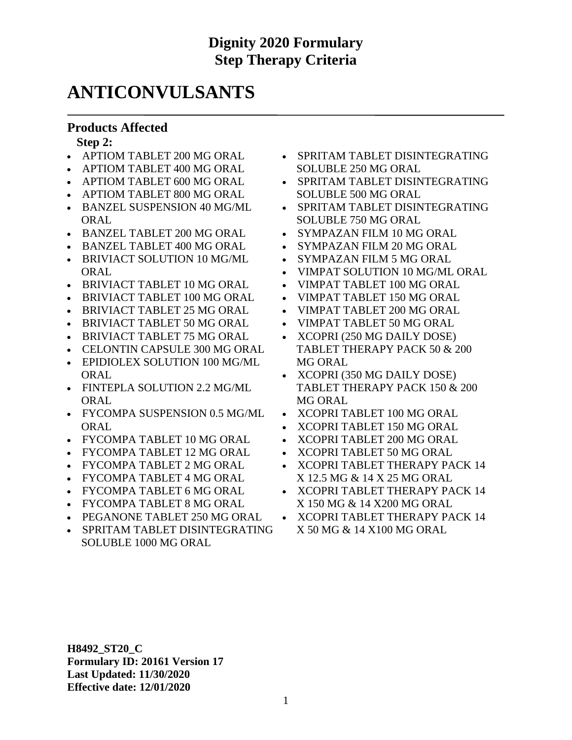# Dignity 2020 Formulary
# Step Therapy Criteria

# ANTICONVULSANTS

## Products Affected

**Step 2:**

- APTIOM TABLET 200 MG ORAL
- APTIOM TABLET 400 MG ORAL
- APTIOM TABLET 600 MG ORAL
- APTIOM TABLET 800 MG ORAL
- BANZEL SUSPENSION 40 MG/ML ORAL
- BANZEL TABLET 200 MG ORAL
- BANZEL TABLET 400 MG ORAL
- BRIVIACT SOLUTION 10 MG/ML ORAL
- BRIVIACT TABLET 10 MG ORAL
- BRIVIACT TABLET 100 MG ORAL
- BRIVIACT TABLET 25 MG ORAL
- BRIVIACT TABLET 50 MG ORAL
- BRIVIACT TABLET 75 MG ORAL
- CELONTIN CAPSULE 300 MG ORAL
- EPIDIOLEX SOLUTION 100 MG/ML ORAL
- FINTEPLA SOLUTION 2.2 MG/ML ORAL
- FYCOMPA SUSPENSION 0.5 MG/ML ORAL
- FYCOMPA TABLET 10 MG ORAL
- FYCOMPA TABLET 12 MG ORAL
- FYCOMPA TABLET 2 MG ORAL
- FYCOMPA TABLET 4 MG ORAL
- FYCOMPA TABLET 6 MG ORAL
- FYCOMPA TABLET 8 MG ORAL
- PEGANONE TABLET 250 MG ORAL
- SPRITAM TABLET DISINTEGRATING SOLUBLE 1000 MG ORAL
- SPRITAM TABLET DISINTEGRATING SOLUBLE 250 MG ORAL
- SPRITAM TABLET DISINTEGRATING SOLUBLE 500 MG ORAL
- SPRITAM TABLET DISINTEGRATING SOLUBLE 750 MG ORAL
- SYMPAZAN FILM 10 MG ORAL
- SYMPAZAN FILM 20 MG ORAL
- SYMPAZAN FILM 5 MG ORAL
- VIMPAT SOLUTION 10 MG/ML ORAL
- VIMPAT TABLET 100 MG ORAL
- VIMPAT TABLET 150 MG ORAL
- VIMPAT TABLET 200 MG ORAL
- VIMPAT TABLET 50 MG ORAL
- XCOPRI (250 MG DAILY DOSE) TABLET THERAPY PACK 50 & 200 MG ORAL
- XCOPRI (350 MG DAILY DOSE) TABLET THERAPY PACK 150 & 200 MG ORAL
- XCOPRI TABLET 100 MG ORAL
- XCOPRI TABLET 150 MG ORAL
- XCOPRI TABLET 200 MG ORAL
- XCOPRI TABLET 50 MG ORAL
- XCOPRI TABLET THERAPY PACK 14 X 12.5 MG & 14 X 25 MG ORAL
- XCOPRI TABLET THERAPY PACK 14 X 150 MG & 14 X200 MG ORAL
- XCOPRI TABLET THERAPY PACK 14 X 50 MG & 14 X100 MG ORAL

**H8492_ST20_C**
**Formulary ID: 20161 Version 17**
**Last Updated: 11/30/2020**
**Effective date: 12/01/2020**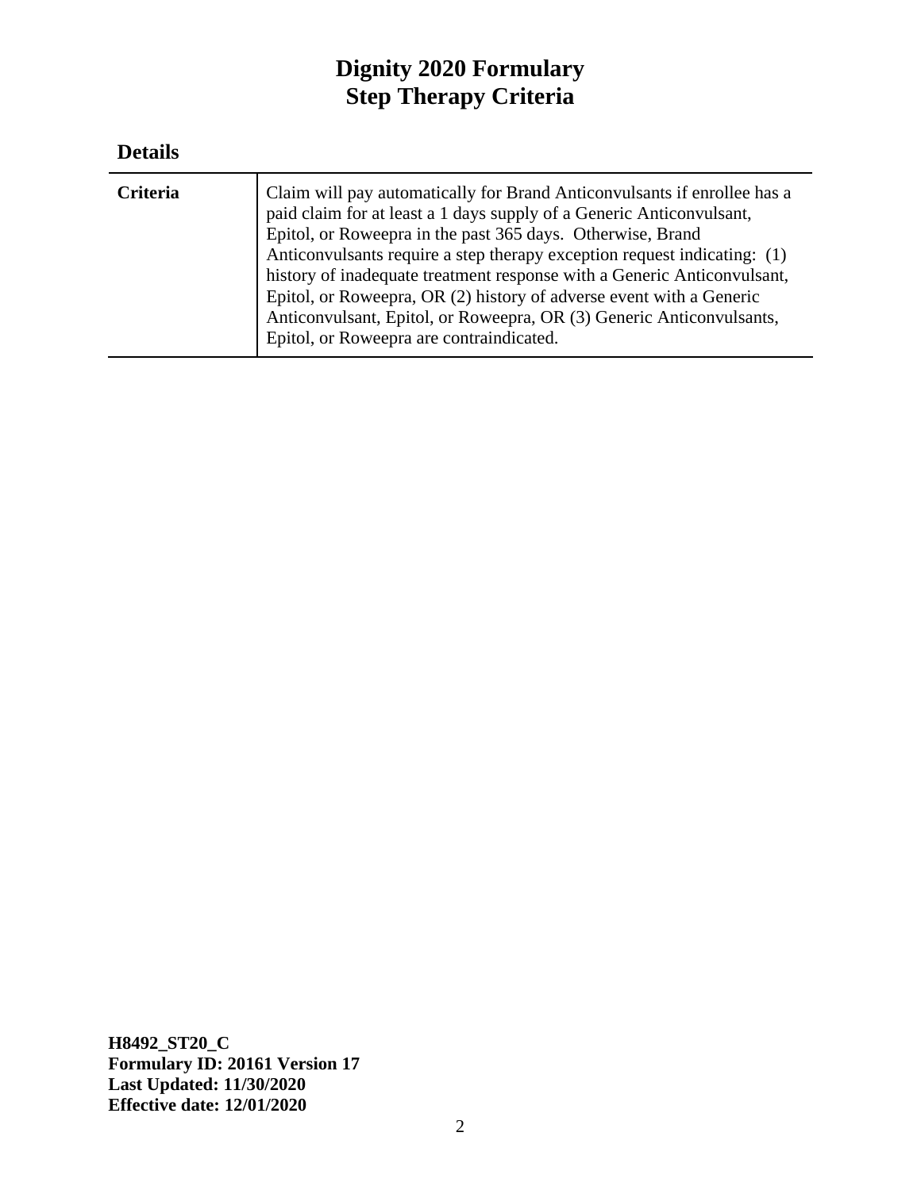# Dignity 2020 Formulary
# Step Therapy Criteria

## Details

| | |
|---|---|
| **Criteria** | Claim will pay automatically for Brand Anticonvulsants if enrollee has a paid claim for at least a 1 days supply of a Generic Anticonvulsant, Epitol, or Roweepra in the past 365 days. Otherwise, Brand Anticonvulsants require a step therapy exception request indicating: (1) history of inadequate treatment response with a Generic Anticonvulsant, Epitol, or Roweepra, OR (2) history of adverse event with a Generic Anticonvulsant, Epitol, or Roweepra, OR (3) Generic Anticonvulsants, Epitol, or Roweepra are contraindicated. |

**H8492_ST20_C**
**Formulary ID: 20161 Version 17**
**Last Updated: 11/30/2020**
**Effective date: 12/01/2020**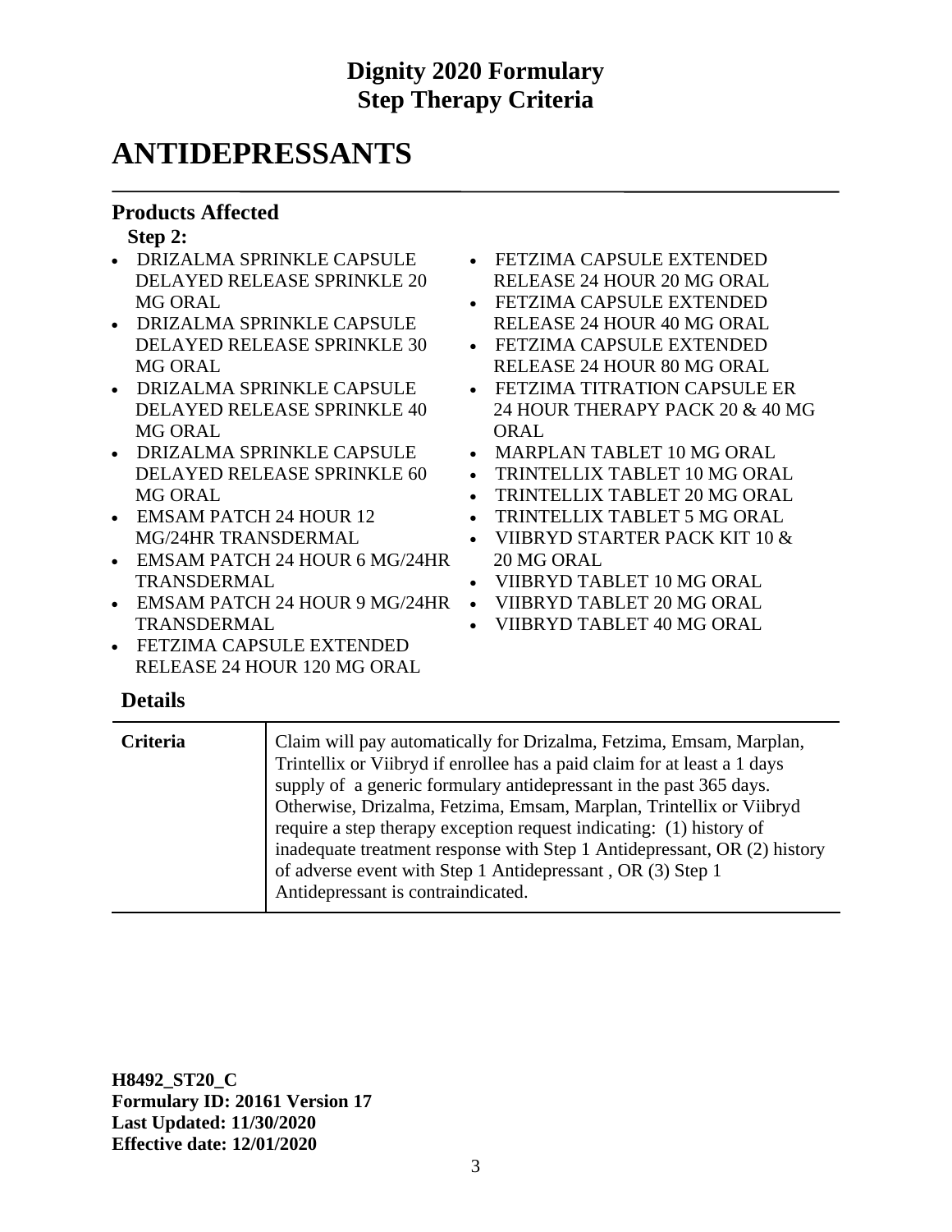# ANTIDEPRESSANTS

## Products Affected

**Step 2:**

- DRIZALMA SPRINKLE CAPSULE DELAYED RELEASE SPRINKLE 20 MG ORAL
- DRIZALMA SPRINKLE CAPSULE DELAYED RELEASE SPRINKLE 30 MG ORAL
- DRIZALMA SPRINKLE CAPSULE DELAYED RELEASE SPRINKLE 40 MG ORAL
- DRIZALMA SPRINKLE CAPSULE DELAYED RELEASE SPRINKLE 60 MG ORAL
- EMSAM PATCH 24 HOUR 12 MG/24HR TRANSDERMAL
- EMSAM PATCH 24 HOUR 6 MG/24HR TRANSDERMAL
- EMSAM PATCH 24 HOUR 9 MG/24HR TRANSDERMAL
- FETZIMA CAPSULE EXTENDED RELEASE 24 HOUR 120 MG ORAL
- FETZIMA CAPSULE EXTENDED RELEASE 24 HOUR 20 MG ORAL
- FETZIMA CAPSULE EXTENDED RELEASE 24 HOUR 40 MG ORAL
- FETZIMA CAPSULE EXTENDED RELEASE 24 HOUR 80 MG ORAL
- FETZIMA TITRATION CAPSULE ER 24 HOUR THERAPY PACK 20 & 40 MG ORAL
- MARPLAN TABLET 10 MG ORAL
- TRINTELLIX TABLET 10 MG ORAL
- TRINTELLIX TABLET 20 MG ORAL
- TRINTELLIX TABLET 5 MG ORAL
- VIIBRYD STARTER PACK KIT 10 & 20 MG ORAL
- VIIBRYD TABLET 10 MG ORAL
- VIIBRYD TABLET 20 MG ORAL
- VIIBRYD TABLET 40 MG ORAL

## Details

| | |
|---|---|
| **Criteria** | Claim will pay automatically for Drizalma, Fetzima, Emsam, Marplan, Trintellix or Viibryd if enrollee has a paid claim for at least a 1 days supply of a generic formulary antidepressant in the past 365 days. Otherwise, Drizalma, Fetzima, Emsam, Marplan, Trintellix or Viibryd require a step therapy exception request indicating: (1) history of inadequate treatment response with Step 1 Antidepressant, OR (2) history of adverse event with Step 1 Antidepressant , OR (3) Step 1 Antidepressant is contraindicated. |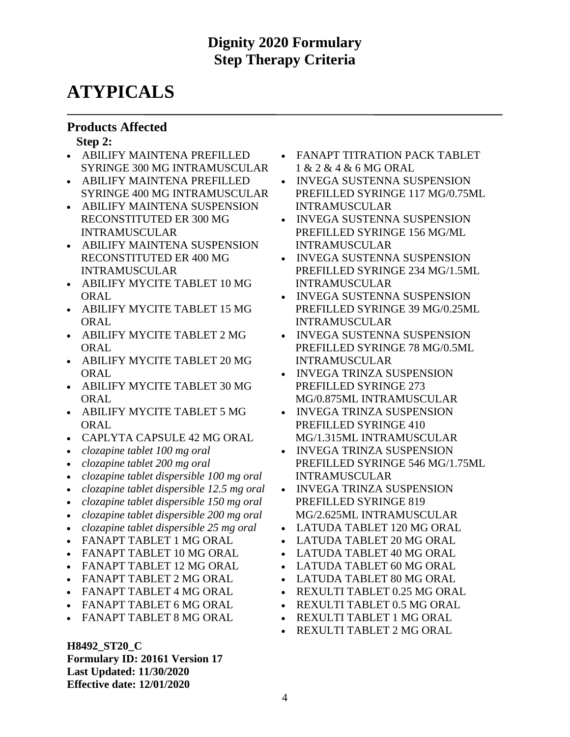# Dignity 2020 Formulary
# Step Therapy Criteria

# ATYPICALS

## Products Affected

**Step 2:**

- ABILIFY MAINTENA PREFILLED SYRINGE 300 MG INTRAMUSCULAR
- ABILIFY MAINTENA PREFILLED SYRINGE 400 MG INTRAMUSCULAR
- ABILIFY MAINTENA SUSPENSION RECONSTITUTED ER 300 MG INTRAMUSCULAR
- ABILIFY MAINTENA SUSPENSION RECONSTITUTED ER 400 MG INTRAMUSCULAR
- ABILIFY MYCITE TABLET 10 MG ORAL
- ABILIFY MYCITE TABLET 15 MG ORAL
- ABILIFY MYCITE TABLET 2 MG ORAL
- ABILIFY MYCITE TABLET 20 MG ORAL
- ABILIFY MYCITE TABLET 30 MG ORAL
- ABILIFY MYCITE TABLET 5 MG ORAL
- CAPLYTA CAPSULE 42 MG ORAL
- *clozapine tablet 100 mg oral*
- *clozapine tablet 200 mg oral*
- *clozapine tablet dispersible 100 mg oral*
- *clozapine tablet dispersible 12.5 mg oral*
- *clozapine tablet dispersible 150 mg oral*
- *clozapine tablet dispersible 200 mg oral*
- *clozapine tablet dispersible 25 mg oral*
- FANAPT TABLET 1 MG ORAL
- FANAPT TABLET 10 MG ORAL
- FANAPT TABLET 12 MG ORAL
- FANAPT TABLET 2 MG ORAL
- FANAPT TABLET 4 MG ORAL
- FANAPT TABLET 6 MG ORAL
- FANAPT TABLET 8 MG ORAL
- FANAPT TITRATION PACK TABLET 1 & 2 & 4 & 6 MG ORAL
- INVEGA SUSTENNA SUSPENSION PREFILLED SYRINGE 117 MG/0.75ML INTRAMUSCULAR
- INVEGA SUSTENNA SUSPENSION PREFILLED SYRINGE 156 MG/ML INTRAMUSCULAR
- INVEGA SUSTENNA SUSPENSION PREFILLED SYRINGE 234 MG/1.5ML INTRAMUSCULAR
- INVEGA SUSTENNA SUSPENSION PREFILLED SYRINGE 39 MG/0.25ML INTRAMUSCULAR
- INVEGA SUSTENNA SUSPENSION PREFILLED SYRINGE 78 MG/0.5ML INTRAMUSCULAR
- INVEGA TRINZA SUSPENSION PREFILLED SYRINGE 273 MG/0.875ML INTRAMUSCULAR
- INVEGA TRINZA SUSPENSION PREFILLED SYRINGE 410 MG/1.315ML INTRAMUSCULAR
- INVEGA TRINZA SUSPENSION PREFILLED SYRINGE 546 MG/1.75ML INTRAMUSCULAR
- INVEGA TRINZA SUSPENSION PREFILLED SYRINGE 819 MG/2.625ML INTRAMUSCULAR
- LATUDA TABLET 120 MG ORAL
- LATUDA TABLET 20 MG ORAL
- LATUDA TABLET 40 MG ORAL
- LATUDA TABLET 60 MG ORAL
- LATUDA TABLET 80 MG ORAL
- REXULTI TABLET 0.25 MG ORAL
- REXULTI TABLET 0.5 MG ORAL
- REXULTI TABLET 1 MG ORAL
- REXULTI TABLET 2 MG ORAL

**H8492_ST20_C**
**Formulary ID: 20161 Version 17**
**Last Updated: 11/30/2020**
**Effective date: 12/01/2020**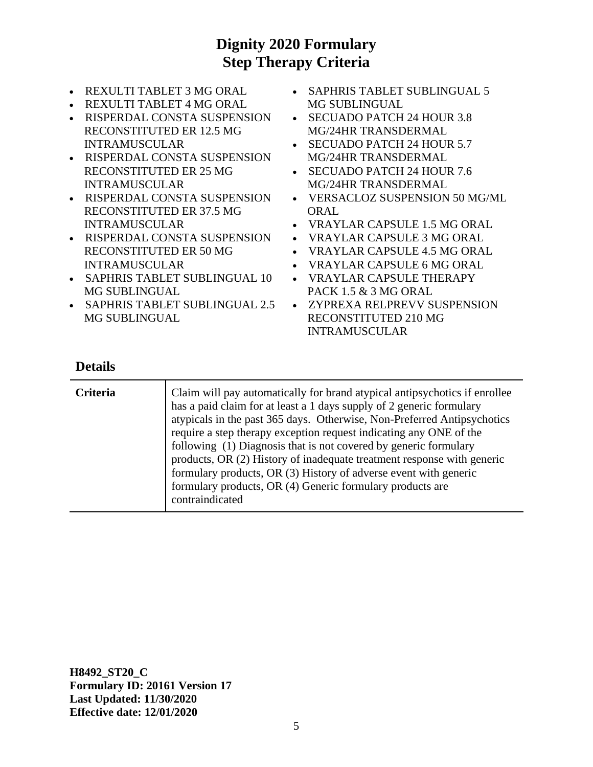# Dignity 2020 Formulary
# Step Therapy Criteria

- REXULTI TABLET 3 MG ORAL
- REXULTI TABLET 4 MG ORAL
- RISPERDAL CONSTA SUSPENSION RECONSTITUTED ER 12.5 MG INTRAMUSCULAR
- RISPERDAL CONSTA SUSPENSION RECONSTITUTED ER 25 MG INTRAMUSCULAR
- RISPERDAL CONSTA SUSPENSION RECONSTITUTED ER 37.5 MG INTRAMUSCULAR
- RISPERDAL CONSTA SUSPENSION RECONSTITUTED ER 50 MG INTRAMUSCULAR
- SAPHRIS TABLET SUBLINGUAL 10 MG SUBLINGUAL
- SAPHRIS TABLET SUBLINGUAL 2.5 MG SUBLINGUAL
- SAPHRIS TABLET SUBLINGUAL 5 MG SUBLINGUAL
- SECUADO PATCH 24 HOUR 3.8 MG/24HR TRANSDERMAL
- SECUADO PATCH 24 HOUR 5.7 MG/24HR TRANSDERMAL
- SECUADO PATCH 24 HOUR 7.6 MG/24HR TRANSDERMAL
- VERSACLOZ SUSPENSION 50 MG/ML ORAL
- VRAYLAR CAPSULE 1.5 MG ORAL
- VRAYLAR CAPSULE 3 MG ORAL
- VRAYLAR CAPSULE 4.5 MG ORAL
- VRAYLAR CAPSULE 6 MG ORAL
- VRAYLAR CAPSULE THERAPY PACK 1.5 & 3 MG ORAL
- ZYPREXA RELPREVV SUSPENSION RECONSTITUTED 210 MG INTRAMUSCULAR

## Details

| | |
|---|---|
| **Criteria** | Claim will pay automatically for brand atypical antipsychotics if enrollee has a paid claim for at least a 1 days supply of 2 generic formulary atypicals in the past 365 days. Otherwise, Non-Preferred Antipsychotics require a step therapy exception request indicating any ONE of the following (1) Diagnosis that is not covered by generic formulary products, OR (2) History of inadequate treatment response with generic formulary products, OR (3) History of adverse event with generic formulary products, OR (4) Generic formulary products are contraindicated |

**H8492_ST20_C**
**Formulary ID: 20161 Version 17**
**Last Updated: 11/30/2020**
**Effective date: 12/01/2020**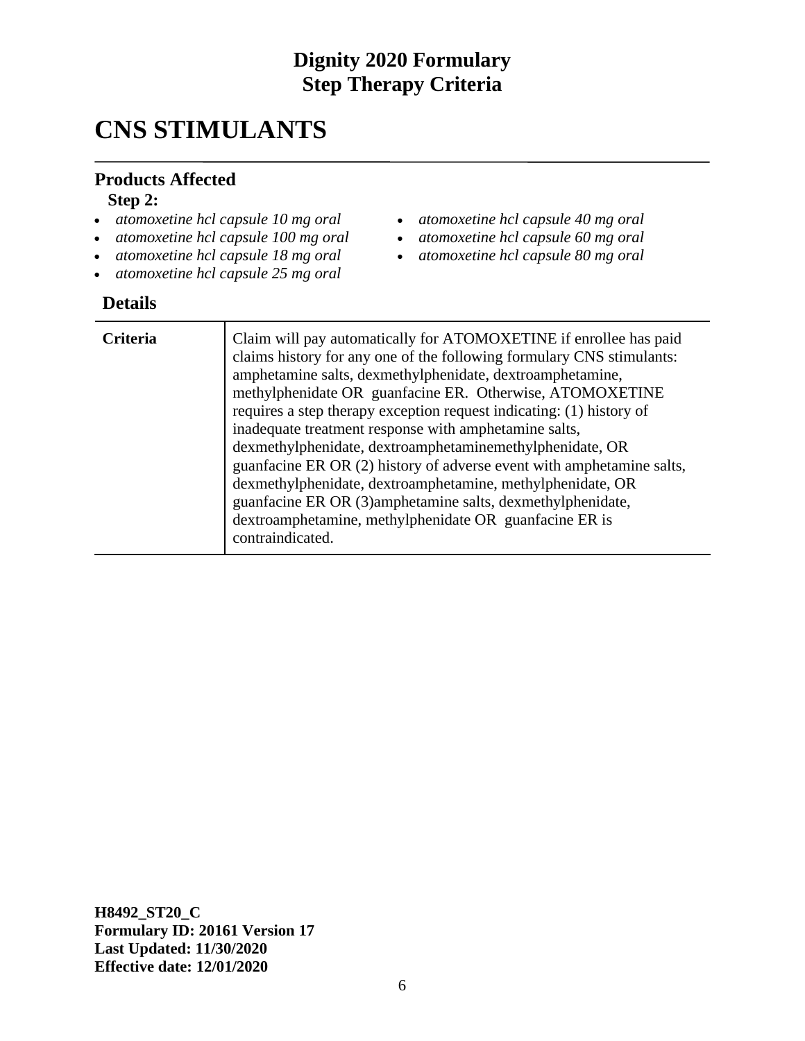## Dignity 2020 Formulary
## Step Therapy Criteria

# CNS STIMULANTS

### Products Affected

**Step 2:**

- *atomoxetine hcl capsule 10 mg oral*
- *atomoxetine hcl capsule 100 mg oral*
- *atomoxetine hcl capsule 18 mg oral*
- *atomoxetine hcl capsule 25 mg oral*
- *atomoxetine hcl capsule 40 mg oral*
- *atomoxetine hcl capsule 60 mg oral*
- *atomoxetine hcl capsule 80 mg oral*

### Details

| | |
|---|---|
| **Criteria** | Claim will pay automatically for ATOMOXETINE if enrollee has paid claims history for any one of the following formulary CNS stimulants: amphetamine salts, dexmethylphenidate, dextroamphetamine, methylphenidate OR guanfacine ER. Otherwise, ATOMOXETINE requires a step therapy exception request indicating: (1) history of inadequate treatment response with amphetamine salts, dexmethylphenidate, dextroamphetaminemethylphenidate, OR guanfacine ER OR (2) history of adverse event with amphetamine salts, dexmethylphenidate, dextroamphetamine, methylphenidate, OR guanfacine ER OR (3)amphetamine salts, dexmethylphenidate, dextroamphetamine, methylphenidate OR guanfacine ER is contraindicated. |

**H8492_ST20_C**
**Formulary ID: 20161 Version 17**
**Last Updated: 11/30/2020**
**Effective date: 12/01/2020**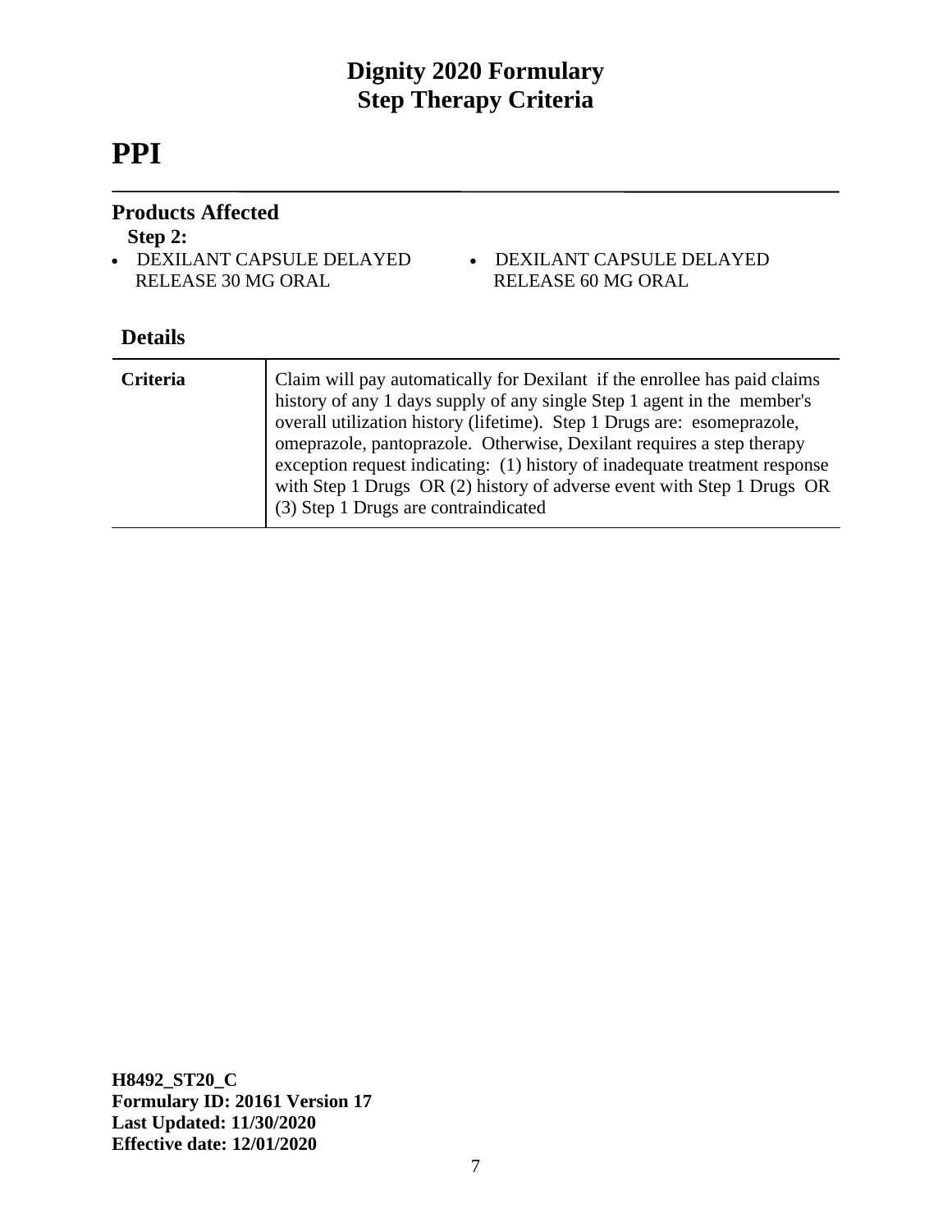# PPI

## Products Affected

**Step 2:**

- DEXILANT CAPSULE DELAYED RELEASE 30 MG ORAL
- DEXILANT CAPSULE DELAYED RELEASE 60 MG ORAL

## Details

| | |
|---|---|
| **Criteria** | Claim will pay automatically for Dexilant if the enrollee has paid claims history of any 1 days supply of any single Step 1 agent in the member's overall utilization history (lifetime). Step 1 Drugs are: esomeprazole, omeprazole, pantoprazole. Otherwise, Dexilant requires a step therapy exception request indicating: (1) history of inadequate treatment response with Step 1 Drugs OR (2) history of adverse event with Step 1 Drugs OR (3) Step 1 Drugs are contraindicated |

**H8492_ST20_C**
**Formulary ID: 20161 Version 17**
**Last Updated: 11/30/2020**
**Effective date: 12/01/2020**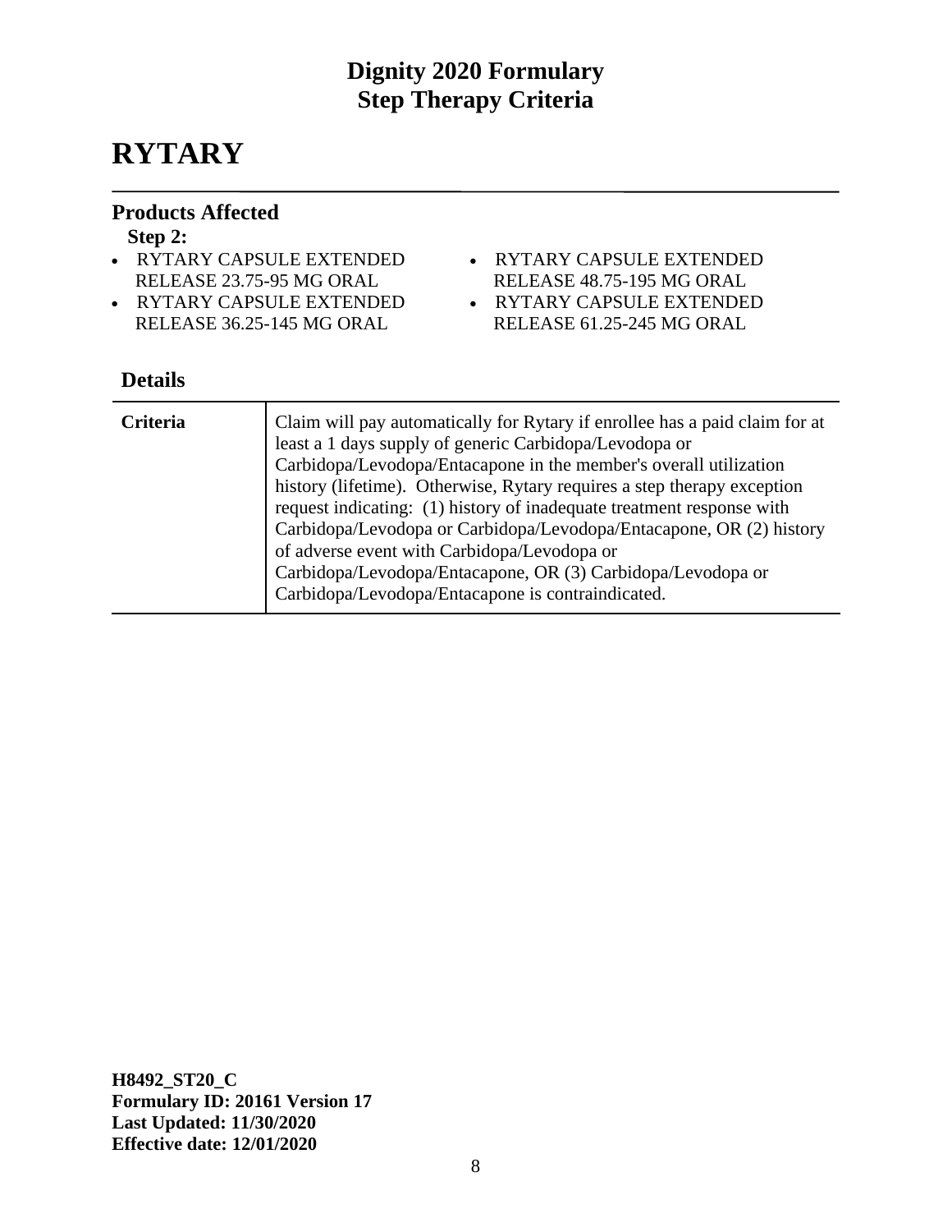# RYTARY

## Products Affected

**Step 2:**

- RYTARY CAPSULE EXTENDED RELEASE 23.75-95 MG ORAL
- RYTARY CAPSULE EXTENDED RELEASE 36.25-145 MG ORAL
- RYTARY CAPSULE EXTENDED RELEASE 48.75-195 MG ORAL
- RYTARY CAPSULE EXTENDED RELEASE 61.25-245 MG ORAL

## Details

| | |
|---|---|
| **Criteria** | Claim will pay automatically for Rytary if enrollee has a paid claim for at least a 1 days supply of generic Carbidopa/Levodopa or Carbidopa/Levodopa/Entacapone in the member's overall utilization history (lifetime). Otherwise, Rytary requires a step therapy exception request indicating: (1) history of inadequate treatment response with Carbidopa/Levodopa or Carbidopa/Levodopa/Entacapone, OR (2) history of adverse event with Carbidopa/Levodopa or Carbidopa/Levodopa/Entacapone, OR (3) Carbidopa/Levodopa or Carbidopa/Levodopa/Entacapone is contraindicated. |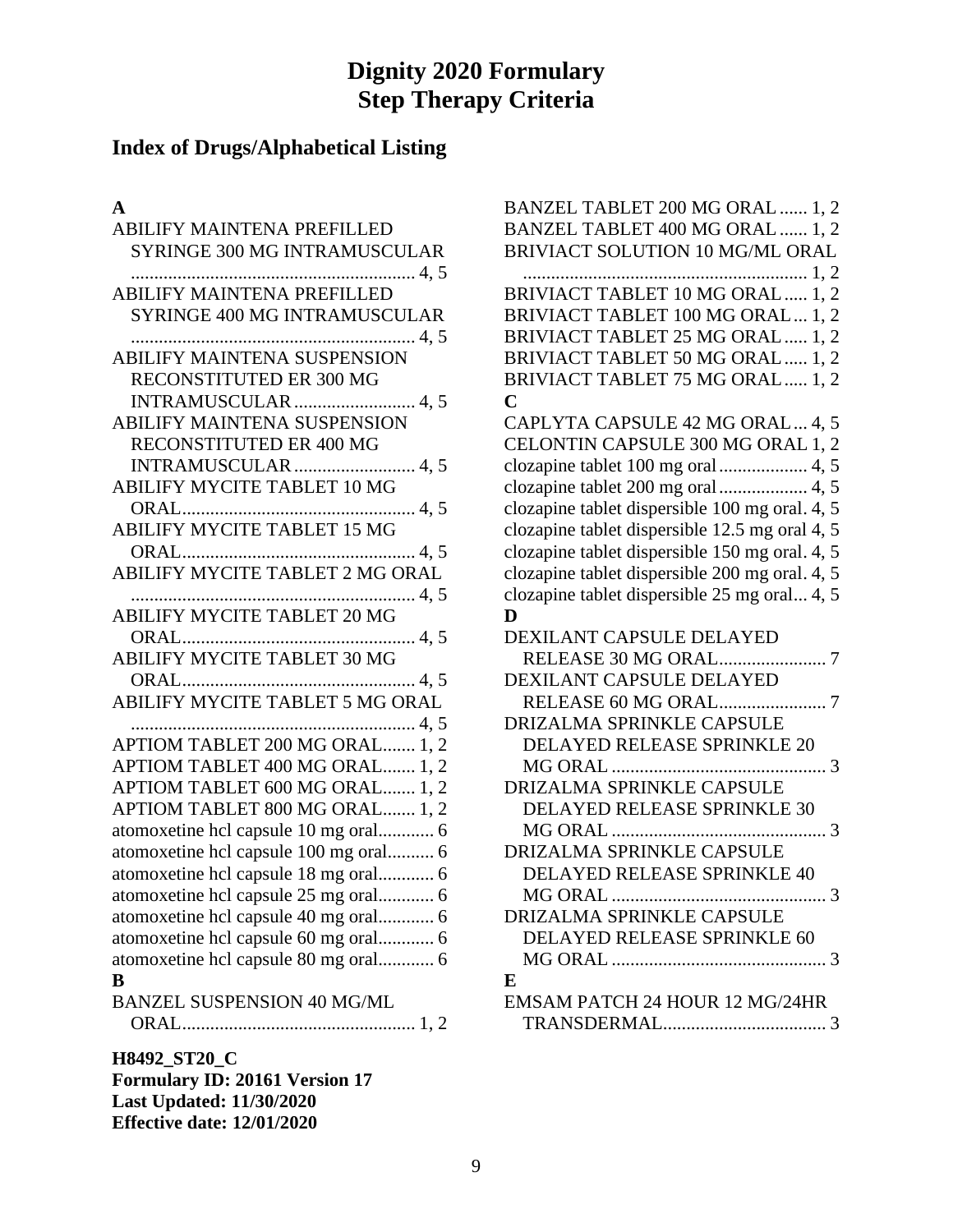# Dignity 2020 Formulary
# Step Therapy Criteria

## Index of Drugs/Alphabetical Listing

**A**

ABILIFY MAINTENA PREFILLED SYRINGE 300 MG INTRAMUSCULAR ............ 4, 5
ABILIFY MAINTENA PREFILLED SYRINGE 400 MG INTRAMUSCULAR ............ 4, 5
ABILIFY MAINTENA SUSPENSION RECONSTITUTED ER 300 MG INTRAMUSCULAR ............ 4, 5
ABILIFY MAINTENA SUSPENSION RECONSTITUTED ER 400 MG INTRAMUSCULAR ............ 4, 5
ABILIFY MYCITE TABLET 10 MG ORAL ............ 4, 5
ABILIFY MYCITE TABLET 15 MG ORAL ............ 4, 5
ABILIFY MYCITE TABLET 2 MG ORAL ............ 4, 5
ABILIFY MYCITE TABLET 20 MG ORAL ............ 4, 5
ABILIFY MYCITE TABLET 30 MG ORAL ............ 4, 5
ABILIFY MYCITE TABLET 5 MG ORAL ............ 4, 5
APTIOM TABLET 200 MG ORAL ............ 1, 2
APTIOM TABLET 400 MG ORAL ............ 1, 2
APTIOM TABLET 600 MG ORAL ............ 1, 2
APTIOM TABLET 800 MG ORAL ............ 1, 2
atomoxetine hcl capsule 10 mg oral ............ 6
atomoxetine hcl capsule 100 mg oral ............ 6
atomoxetine hcl capsule 18 mg oral ............ 6
atomoxetine hcl capsule 25 mg oral ............ 6
atomoxetine hcl capsule 40 mg oral ............ 6
atomoxetine hcl capsule 60 mg oral ............ 6
atomoxetine hcl capsule 80 mg oral ............ 6

**B**

BANZEL SUSPENSION 40 MG/ML ORAL ............ 1, 2
BANZEL TABLET 200 MG ORAL ............ 1, 2
BANZEL TABLET 400 MG ORAL ............ 1, 2
BRIVIACT SOLUTION 10 MG/ML ORAL ............ 1, 2
BRIVIACT TABLET 10 MG ORAL ............ 1, 2
BRIVIACT TABLET 100 MG ORAL ............ 1, 2
BRIVIACT TABLET 25 MG ORAL ............ 1, 2
BRIVIACT TABLET 50 MG ORAL ............ 1, 2
BRIVIACT TABLET 75 MG ORAL ............ 1, 2

**C**

CAPLYTA CAPSULE 42 MG ORAL ............ 4, 5
CELONTIN CAPSULE 300 MG ORAL ............ 1, 2
clozapine tablet 100 mg oral ............ 4, 5
clozapine tablet 200 mg oral ............ 4, 5
clozapine tablet dispersible 100 mg oral ............ 4, 5
clozapine tablet dispersible 12.5 mg oral ............ 4, 5
clozapine tablet dispersible 150 mg oral ............ 4, 5
clozapine tablet dispersible 200 mg oral ............ 4, 5
clozapine tablet dispersible 25 mg oral ............ 4, 5

**D**

DEXILANT CAPSULE DELAYED RELEASE 30 MG ORAL ............ 7
DEXILANT CAPSULE DELAYED RELEASE 60 MG ORAL ............ 7
DRIZALMA SPRINKLE CAPSULE DELAYED RELEASE SPRINKLE 20 MG ORAL ............ 3
DRIZALMA SPRINKLE CAPSULE DELAYED RELEASE SPRINKLE 30 MG ORAL ............ 3
DRIZALMA SPRINKLE CAPSULE DELAYED RELEASE SPRINKLE 40 MG ORAL ............ 3
DRIZALMA SPRINKLE CAPSULE DELAYED RELEASE SPRINKLE 60 MG ORAL ............ 3

**E**

EMSAM PATCH 24 HOUR 12 MG/24HR TRANSDERMAL ............ 3

**H8492_ST20_C**
**Formulary ID: 20161 Version 17**
**Last Updated: 11/30/2020**
**Effective date: 12/01/2020**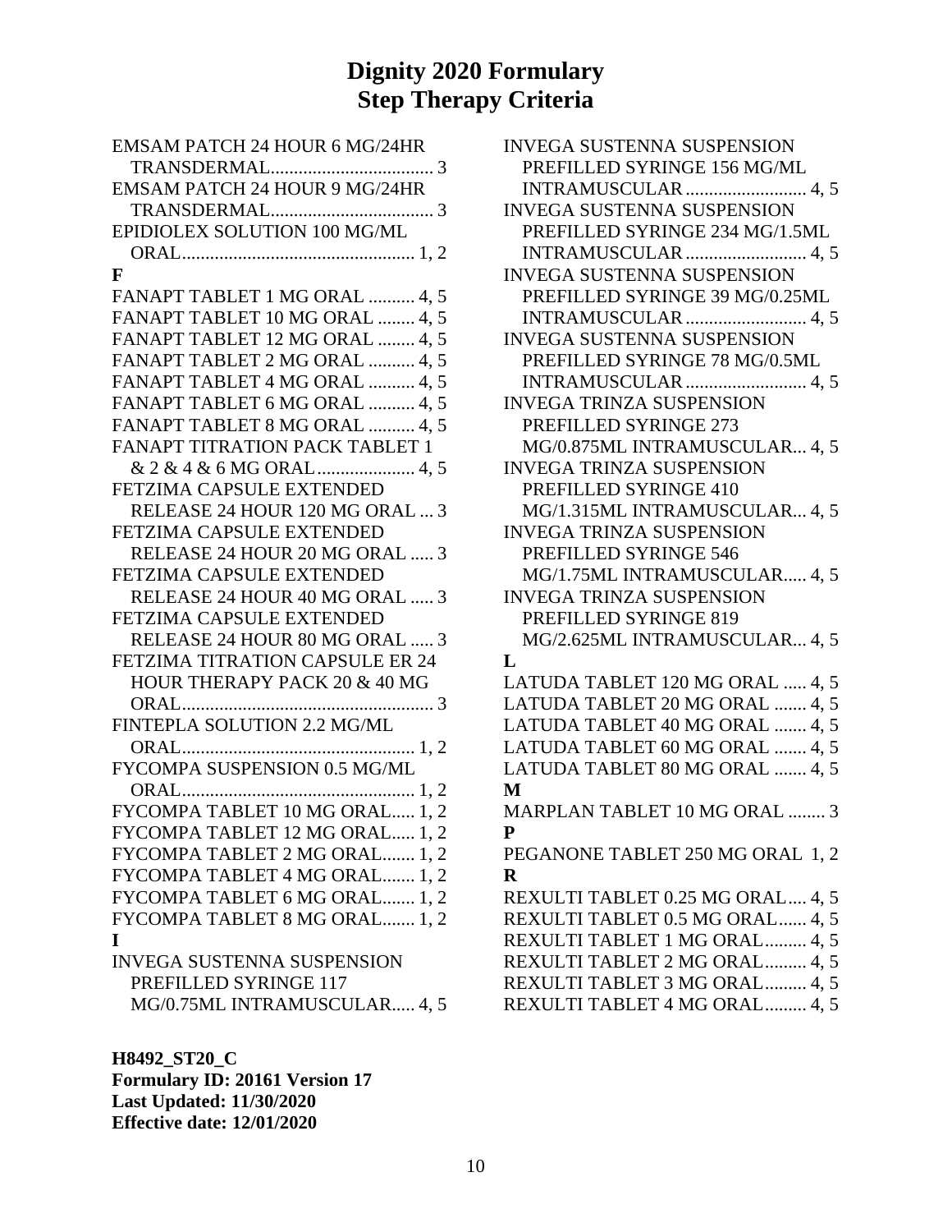# Dignity 2020 Formulary
# Step Therapy Criteria

EMSAM PATCH 24 HOUR 6 MG/24HR TRANSDERMAL.................................. 3
EMSAM PATCH 24 HOUR 9 MG/24HR TRANSDERMAL.................................. 3
EPIDIOLEX SOLUTION 100 MG/ML ORAL.................................................. 1, 2

**F**

FANAPT TABLET 1 MG ORAL .......... 4, 5
FANAPT TABLET 10 MG ORAL ........ 4, 5
FANAPT TABLET 12 MG ORAL ........ 4, 5
FANAPT TABLET 2 MG ORAL .......... 4, 5
FANAPT TABLET 4 MG ORAL .......... 4, 5
FANAPT TABLET 6 MG ORAL .......... 4, 5
FANAPT TABLET 8 MG ORAL .......... 4, 5
FANAPT TITRATION PACK TABLET 1 & 2 & 4 & 6 MG ORAL..................... 4, 5
FETZIMA CAPSULE EXTENDED RELEASE 24 HOUR 120 MG ORAL ... 3
FETZIMA CAPSULE EXTENDED RELEASE 24 HOUR 20 MG ORAL ..... 3
FETZIMA CAPSULE EXTENDED RELEASE 24 HOUR 40 MG ORAL ..... 3
FETZIMA CAPSULE EXTENDED RELEASE 24 HOUR 80 MG ORAL ..... 3
FETZIMA TITRATION CAPSULE ER 24 HOUR THERAPY PACK 20 & 40 MG ORAL...................................................... 3
FINTEPLA SOLUTION 2.2 MG/ML ORAL.................................................. 1, 2
FYCOMPA SUSPENSION 0.5 MG/ML ORAL.................................................. 1, 2
FYCOMPA TABLET 10 MG ORAL..... 1, 2
FYCOMPA TABLET 12 MG ORAL..... 1, 2
FYCOMPA TABLET 2 MG ORAL....... 1, 2
FYCOMPA TABLET 4 MG ORAL....... 1, 2
FYCOMPA TABLET 6 MG ORAL....... 1, 2
FYCOMPA TABLET 8 MG ORAL....... 1, 2

**I**

INVEGA SUSTENNA SUSPENSION PREFILLED SYRINGE 117 MG/0.75ML INTRAMUSCULAR..... 4, 5
INVEGA SUSTENNA SUSPENSION PREFILLED SYRINGE 156 MG/ML INTRAMUSCULAR .......................... 4, 5
INVEGA SUSTENNA SUSPENSION PREFILLED SYRINGE 234 MG/1.5ML INTRAMUSCULAR .......................... 4, 5
INVEGA SUSTENNA SUSPENSION PREFILLED SYRINGE 39 MG/0.25ML INTRAMUSCULAR .......................... 4, 5
INVEGA SUSTENNA SUSPENSION PREFILLED SYRINGE 78 MG/0.5ML INTRAMUSCULAR .......................... 4, 5
INVEGA TRINZA SUSPENSION PREFILLED SYRINGE 273 MG/0.875ML INTRAMUSCULAR... 4, 5
INVEGA TRINZA SUSPENSION PREFILLED SYRINGE 410 MG/1.315ML INTRAMUSCULAR... 4, 5
INVEGA TRINZA SUSPENSION PREFILLED SYRINGE 546 MG/1.75ML INTRAMUSCULAR..... 4, 5
INVEGA TRINZA SUSPENSION PREFILLED SYRINGE 819 MG/2.625ML INTRAMUSCULAR... 4, 5

**L**

LATUDA TABLET 120 MG ORAL ..... 4, 5
LATUDA TABLET 20 MG ORAL ....... 4, 5
LATUDA TABLET 40 MG ORAL ....... 4, 5
LATUDA TABLET 60 MG ORAL ....... 4, 5
LATUDA TABLET 80 MG ORAL ....... 4, 5

**M**

MARPLAN TABLET 10 MG ORAL ........ 3

**P**

PEGANONE TABLET 250 MG ORAL 1, 2

**R**

REXULTI TABLET 0.25 MG ORAL.... 4, 5
REXULTI TABLET 0.5 MG ORAL...... 4, 5
REXULTI TABLET 1 MG ORAL......... 4, 5
REXULTI TABLET 2 MG ORAL......... 4, 5
REXULTI TABLET 3 MG ORAL......... 4, 5
REXULTI TABLET 4 MG ORAL......... 4, 5

**H8492_ST20_C**
**Formulary ID: 20161 Version 17**
**Last Updated: 11/30/2020**
**Effective date: 12/01/2020**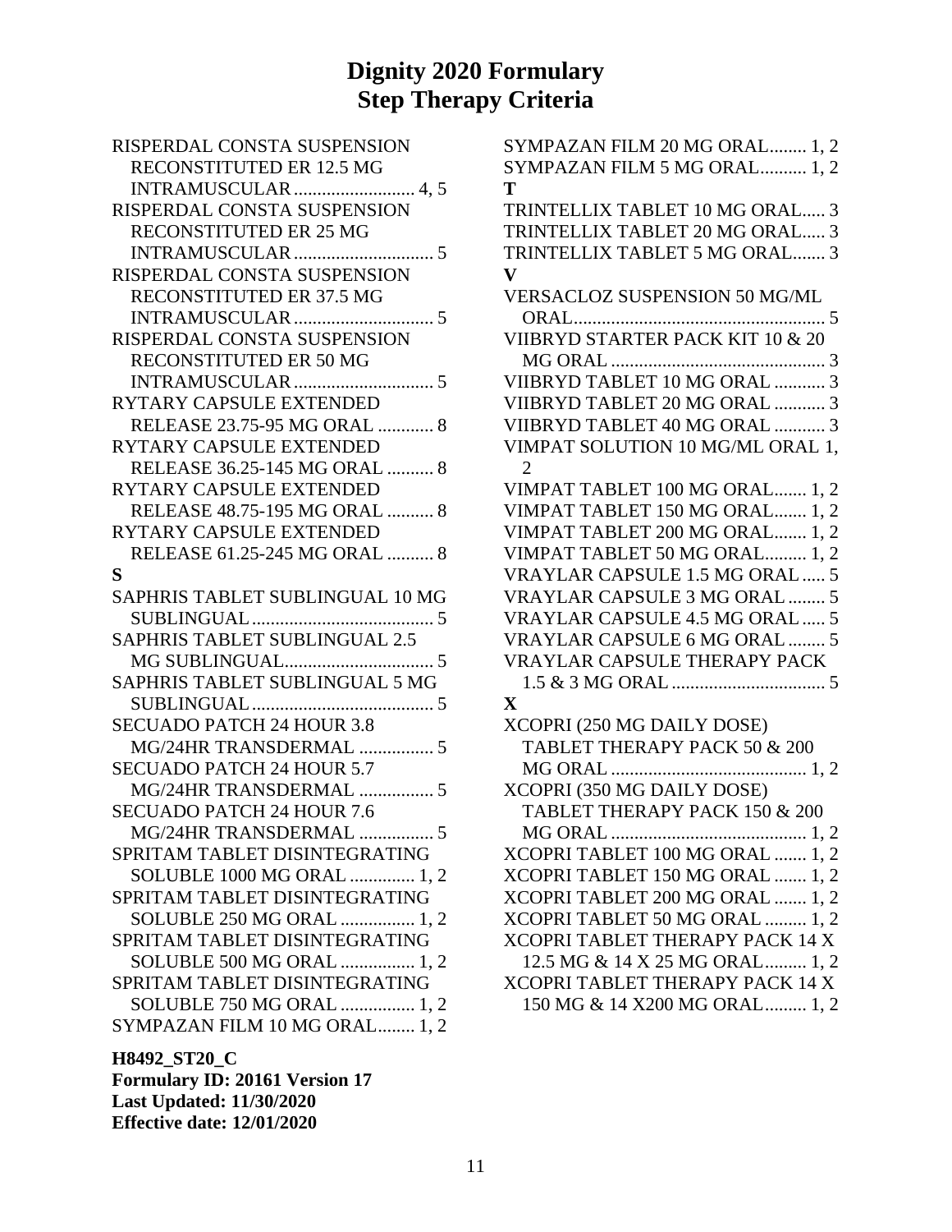# Dignity 2020 Formulary
# Step Therapy Criteria

RISPERDAL CONSTA SUSPENSION RECONSTITUTED ER 12.5 MG INTRAMUSCULAR .......................... 4, 5
RISPERDAL CONSTA SUSPENSION RECONSTITUTED ER 25 MG INTRAMUSCULAR .............................. 5
RISPERDAL CONSTA SUSPENSION RECONSTITUTED ER 37.5 MG INTRAMUSCULAR .............................. 5
RISPERDAL CONSTA SUSPENSION RECONSTITUTED ER 50 MG INTRAMUSCULAR .............................. 5
RYTARY CAPSULE EXTENDED RELEASE 23.75-95 MG ORAL ............ 8
RYTARY CAPSULE EXTENDED RELEASE 36.25-145 MG ORAL .......... 8
RYTARY CAPSULE EXTENDED RELEASE 48.75-195 MG ORAL .......... 8
RYTARY CAPSULE EXTENDED RELEASE 61.25-245 MG ORAL .......... 8

**S**

SAPHRIS TABLET SUBLINGUAL 10 MG SUBLINGUAL ....................................... 5
SAPHRIS TABLET SUBLINGUAL 2.5 MG SUBLINGUAL................................ 5
SAPHRIS TABLET SUBLINGUAL 5 MG SUBLINGUAL ....................................... 5
SECUADO PATCH 24 HOUR 3.8 MG/24HR TRANSDERMAL ................ 5
SECUADO PATCH 24 HOUR 5.7 MG/24HR TRANSDERMAL ................ 5
SECUADO PATCH 24 HOUR 7.6 MG/24HR TRANSDERMAL ................ 5
SPRITAM TABLET DISINTEGRATING SOLUBLE 1000 MG ORAL .............. 1, 2
SPRITAM TABLET DISINTEGRATING SOLUBLE 250 MG ORAL ................ 1, 2
SPRITAM TABLET DISINTEGRATING SOLUBLE 500 MG ORAL ................ 1, 2
SPRITAM TABLET DISINTEGRATING SOLUBLE 750 MG ORAL ................ 1, 2
SYMPAZAN FILM 10 MG ORAL........ 1, 2
SYMPAZAN FILM 20 MG ORAL........ 1, 2
SYMPAZAN FILM 5 MG ORAL.......... 1, 2

**T**

TRINTELLIX TABLET 10 MG ORAL..... 3
TRINTELLIX TABLET 20 MG ORAL..... 3
TRINTELLIX TABLET 5 MG ORAL....... 3

**V**

VERSACLOZ SUSPENSION 50 MG/ML ORAL...................................................... 5
VIIBRYD STARTER PACK KIT 10 & 20 MG ORAL .............................................. 3
VIIBRYD TABLET 10 MG ORAL ........... 3
VIIBRYD TABLET 20 MG ORAL ........... 3
VIIBRYD TABLET 40 MG ORAL ........... 3
VIMPAT SOLUTION 10 MG/ML ORAL 1, 2
VIMPAT TABLET 100 MG ORAL....... 1, 2
VIMPAT TABLET 150 MG ORAL....... 1, 2
VIMPAT TABLET 200 MG ORAL....... 1, 2
VIMPAT TABLET 50 MG ORAL......... 1, 2
VRAYLAR CAPSULE 1.5 MG ORAL ..... 5
VRAYLAR CAPSULE 3 MG ORAL ........ 5
VRAYLAR CAPSULE 4.5 MG ORAL ..... 5
VRAYLAR CAPSULE 6 MG ORAL ........ 5
VRAYLAR CAPSULE THERAPY PACK 1.5 & 3 MG ORAL ................................. 5

**X**

XCOPRI (250 MG DAILY DOSE) TABLET THERAPY PACK 50 & 200 MG ORAL .......................................... 1, 2
XCOPRI (350 MG DAILY DOSE) TABLET THERAPY PACK 150 & 200 MG ORAL .......................................... 1, 2
XCOPRI TABLET 100 MG ORAL ....... 1, 2
XCOPRI TABLET 150 MG ORAL ....... 1, 2
XCOPRI TABLET 200 MG ORAL ....... 1, 2
XCOPRI TABLET 50 MG ORAL ......... 1, 2
XCOPRI TABLET THERAPY PACK 14 X 12.5 MG & 14 X 25 MG ORAL......... 1, 2
XCOPRI TABLET THERAPY PACK 14 X 150 MG & 14 X200 MG ORAL......... 1, 2

**H8492_ST20_C**
**Formulary ID: 20161 Version 17**
**Last Updated: 11/30/2020**
**Effective date: 12/01/2020**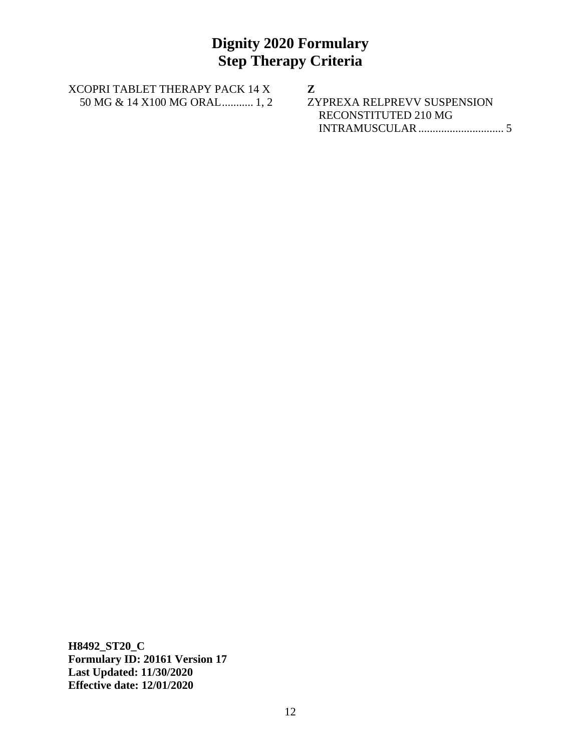XCOPRI TABLET THERAPY PACK 14 X 50 MG & 14 X100 MG ORAL........... 1, 2

**Z**

ZYPREXA RELPREVV SUSPENSION RECONSTITUTED 210 MG INTRAMUSCULAR.............................. 5

**H8492_ST20_C**
**Formulary ID: 20161 Version 17**
**Last Updated: 11/30/2020**
**Effective date: 12/01/2020**